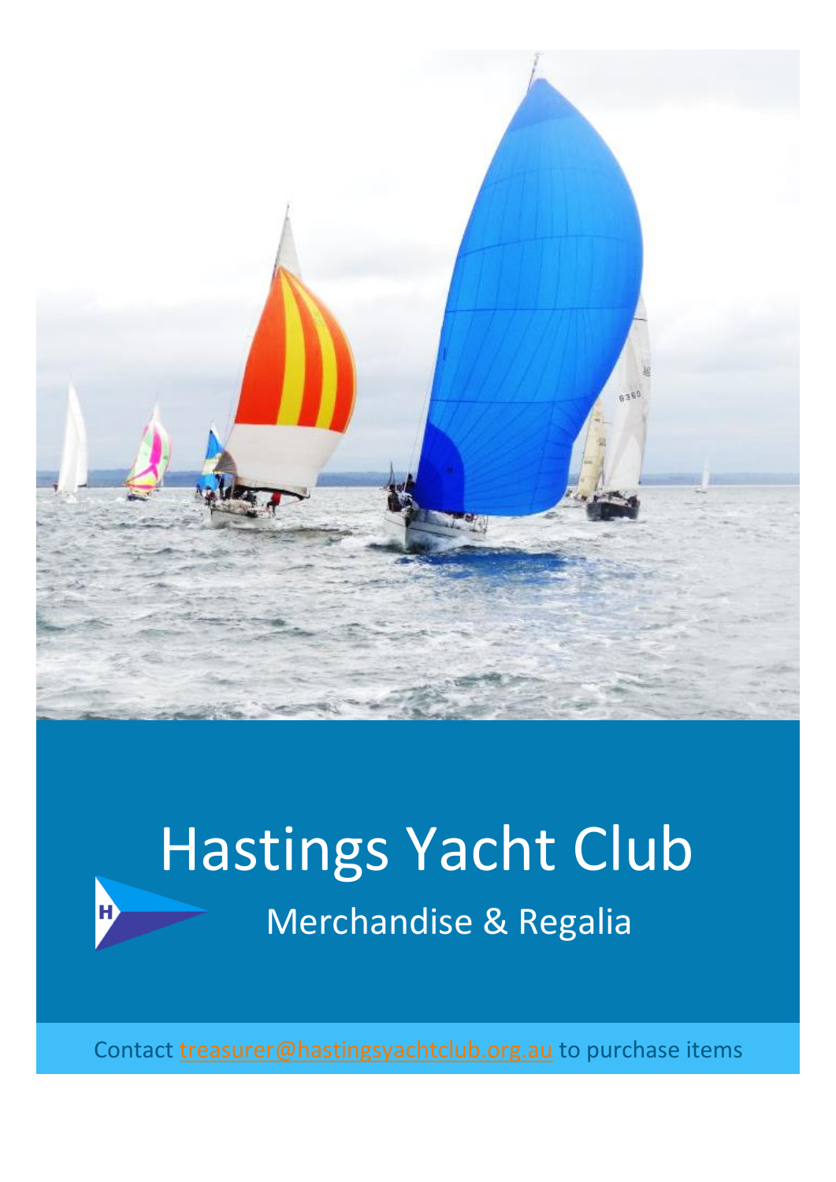# Hastings Yacht Club

## Merchandise & Regalia

Contact treasurer@hastingsyachtclub.org.au to purchase items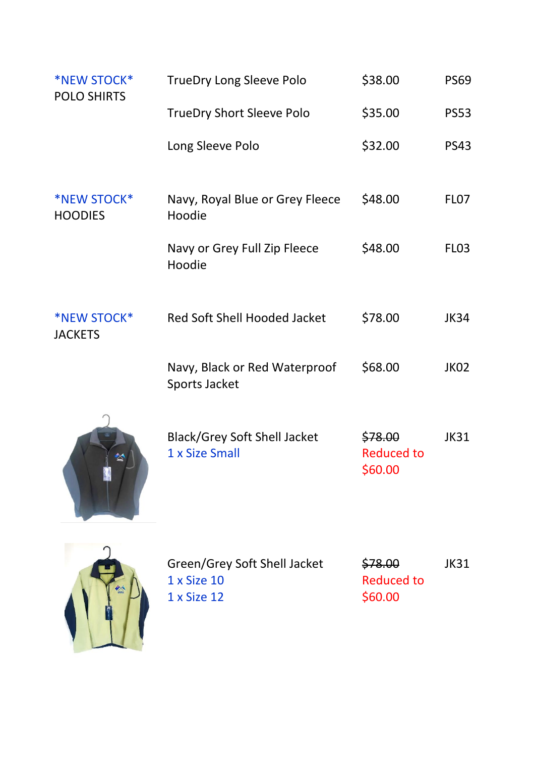| Category | Item | Price | Code |
|---|---|---|---|
| *NEW STOCK* POLO SHIRTS | TrueDry Long Sleeve Polo | $38.00 | PS69 |
| | TrueDry Short Sleeve Polo | $35.00 | PS53 |
| | Long Sleeve Polo | $32.00 | PS43 |
| *NEW STOCK* HOODIES | Navy, Royal Blue or Grey Fleece Hoodie | $48.00 | FL07 |
| | Navy or Grey Full Zip Fleece Hoodie | $48.00 | FL03 |
| *NEW STOCK* JACKETS | Red Soft Shell Hooded Jacket | $78.00 | JK34 |
| | Navy, Black or Red Waterproof Sports Jacket | $68.00 | JK02 |
| | Black/Grey Soft Shell Jacket<br>1 x Size Small | ~~$78.00~~<br>Reduced to $60.00 | JK31 |
| | Green/Grey Soft Shell Jacket<br>1 x Size 10<br>1 x Size 12 | ~~$78.00~~<br>Reduced to $60.00 | JK31 |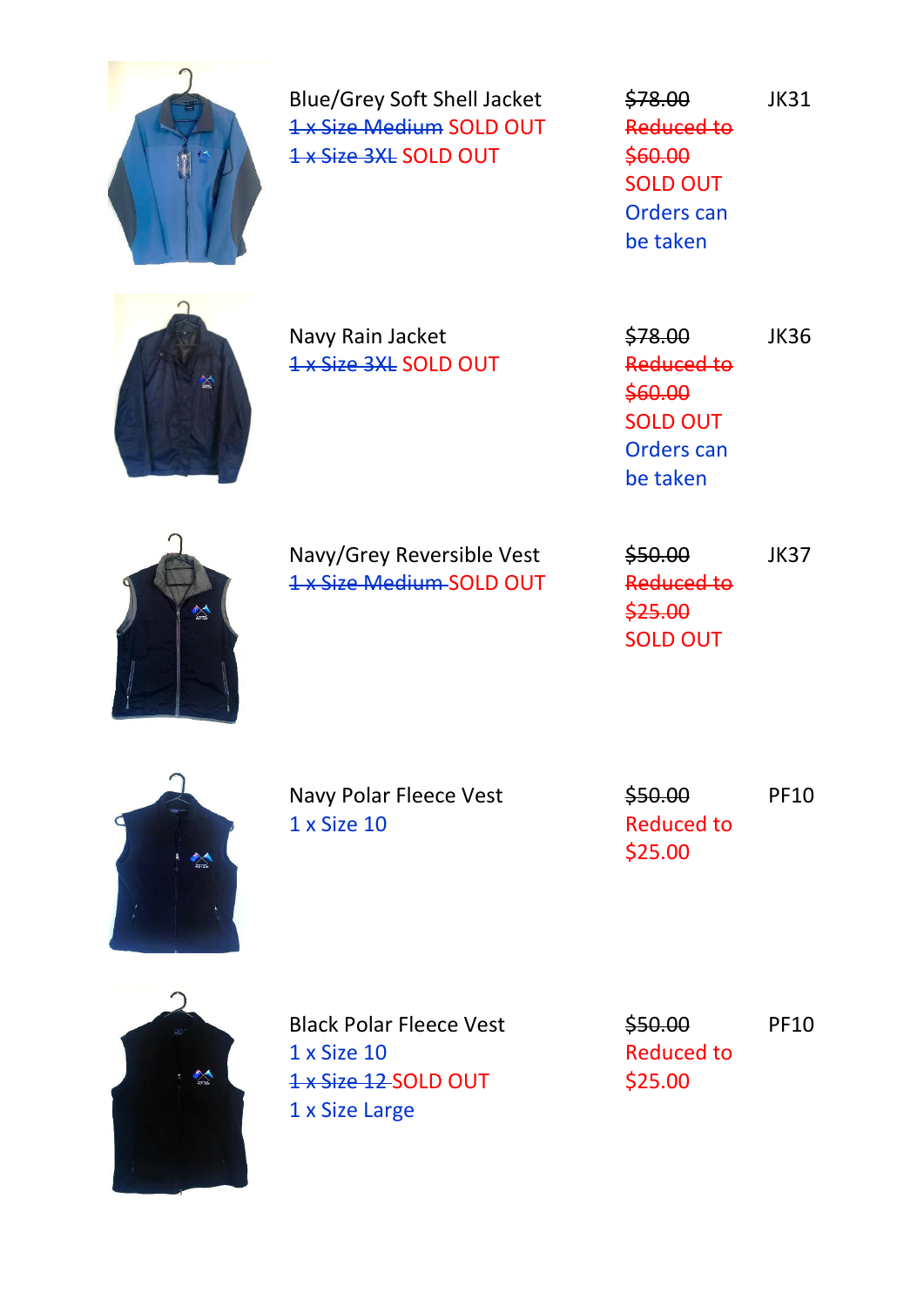| Item | Price | Code |
| --- | --- | --- |
| Blue/Grey Soft Shell Jacket<br>~~1 x Size Medium~~ SOLD OUT<br>~~1 x Size 3XL~~ SOLD OUT | ~~$78.00~~<br>~~Reduced to $60.00~~<br>SOLD OUT<br>Orders can be taken | JK31 |
| Navy Rain Jacket<br>~~1 x Size 3XL~~ SOLD OUT | ~~$78.00~~<br>~~Reduced to $60.00~~<br>SOLD OUT<br>Orders can be taken | JK36 |
| Navy/Grey Reversible Vest<br>~~1 x Size Medium~~ SOLD OUT | ~~$50.00~~<br>~~Reduced to $25.00~~<br>SOLD OUT | JK37 |
| Navy Polar Fleece Vest<br>1 x Size 10 | ~~$50.00~~<br>Reduced to $25.00 | PF10 |
| Black Polar Fleece Vest<br>1 x Size 10<br>~~1 x Size 12~~ SOLD OUT<br>1 x Size Large | ~~$50.00~~<br>Reduced to $25.00 | PF10 |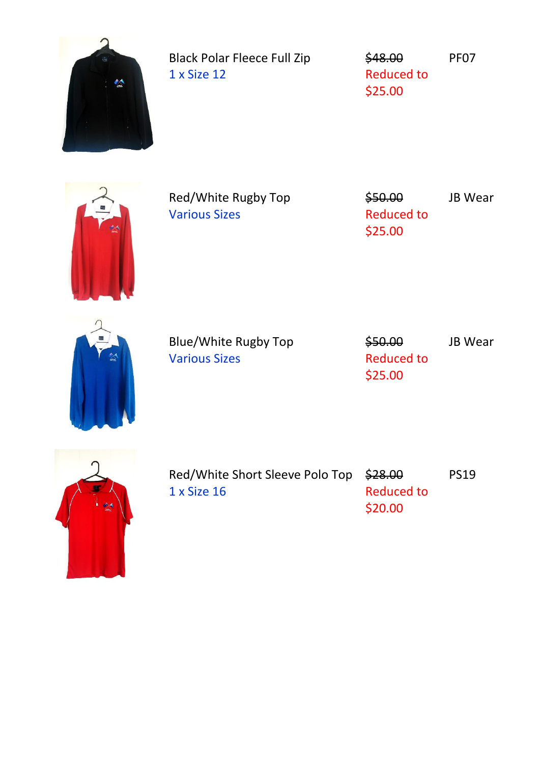| Item | Size | Price | Code |
| --- | --- | --- | --- |
| Black Polar Fleece Full Zip | 1 x Size 12 | ~~$48.00~~ Reduced to $25.00 | PF07 |
| Red/White Rugby Top | Various Sizes | ~~$50.00~~ Reduced to $25.00 | JB Wear |
| Blue/White Rugby Top | Various Sizes | ~~$50.00~~ Reduced to $25.00 | JB Wear |
| Red/White Short Sleeve Polo Top | 1 x Size 16 | ~~$28.00~~ Reduced to $20.00 | PS19 |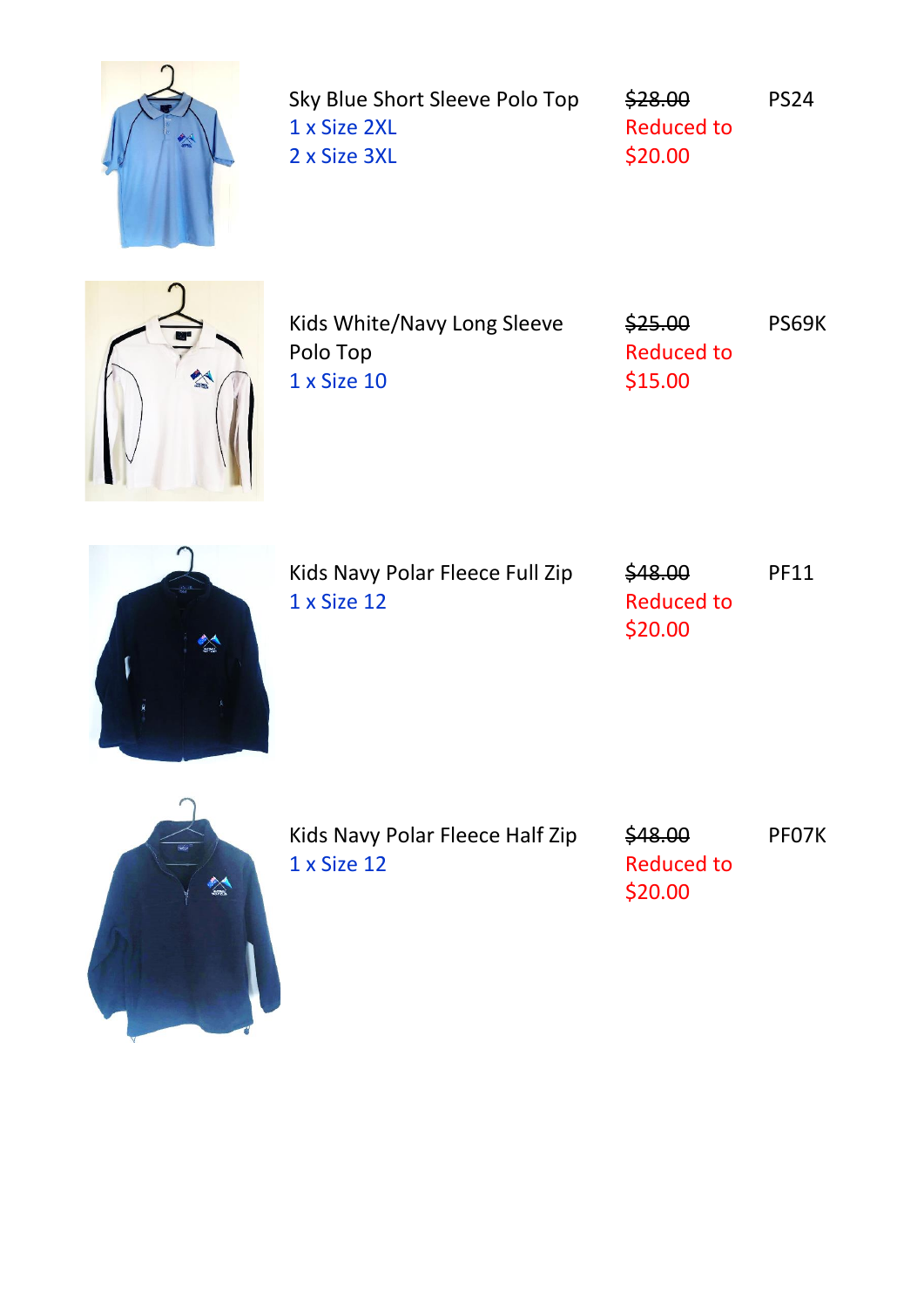| Item | Price | Code |
| --- | --- | --- |
| Sky Blue Short Sleeve Polo Top<br>1 x Size 2XL<br>2 x Size 3XL | ~~$28.00~~<br>Reduced to<br>$20.00 | PS24 |
| Kids White/Navy Long Sleeve Polo Top<br>1 x Size 10 | ~~$25.00~~<br>Reduced to<br>$15.00 | PS69K |
| Kids Navy Polar Fleece Full Zip<br>1 x Size 12 | ~~$48.00~~<br>Reduced to<br>$20.00 | PF11 |
| Kids Navy Polar Fleece Half Zip<br>1 x Size 12 | ~~$48.00~~<br>Reduced to<br>$20.00 | PF07K |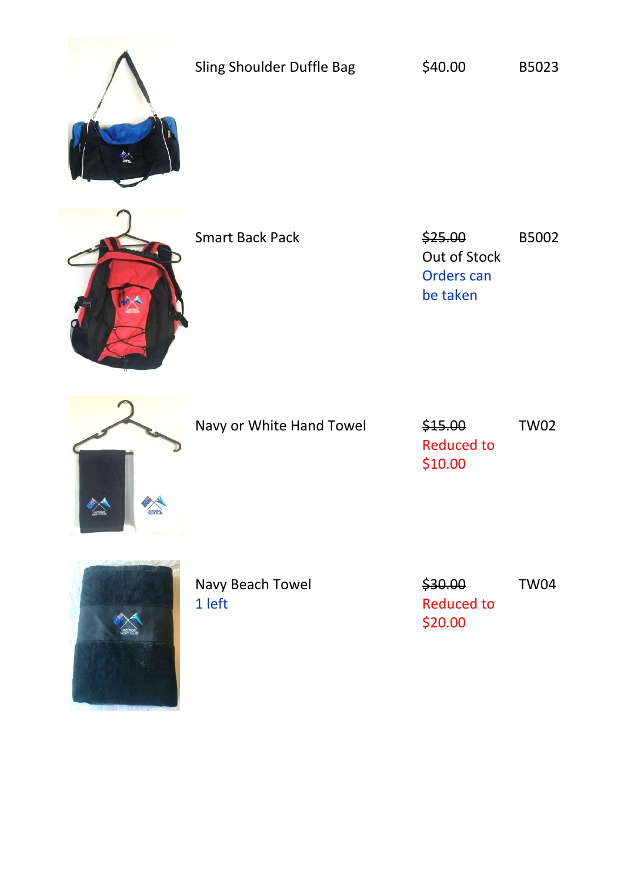| Item | Price | Code |
| --- | --- | --- |
| Sling Shoulder Duffle Bag | $40.00 | B5023 |
| Smart Back Pack | ~~$25.00~~ Out of Stock Orders can be taken | B5002 |
| Navy or White Hand Towel | ~~$15.00~~ Reduced to $10.00 | TW02 |
| Navy Beach Towel 1 left | ~~$30.00~~ Reduced to $20.00 | TW04 |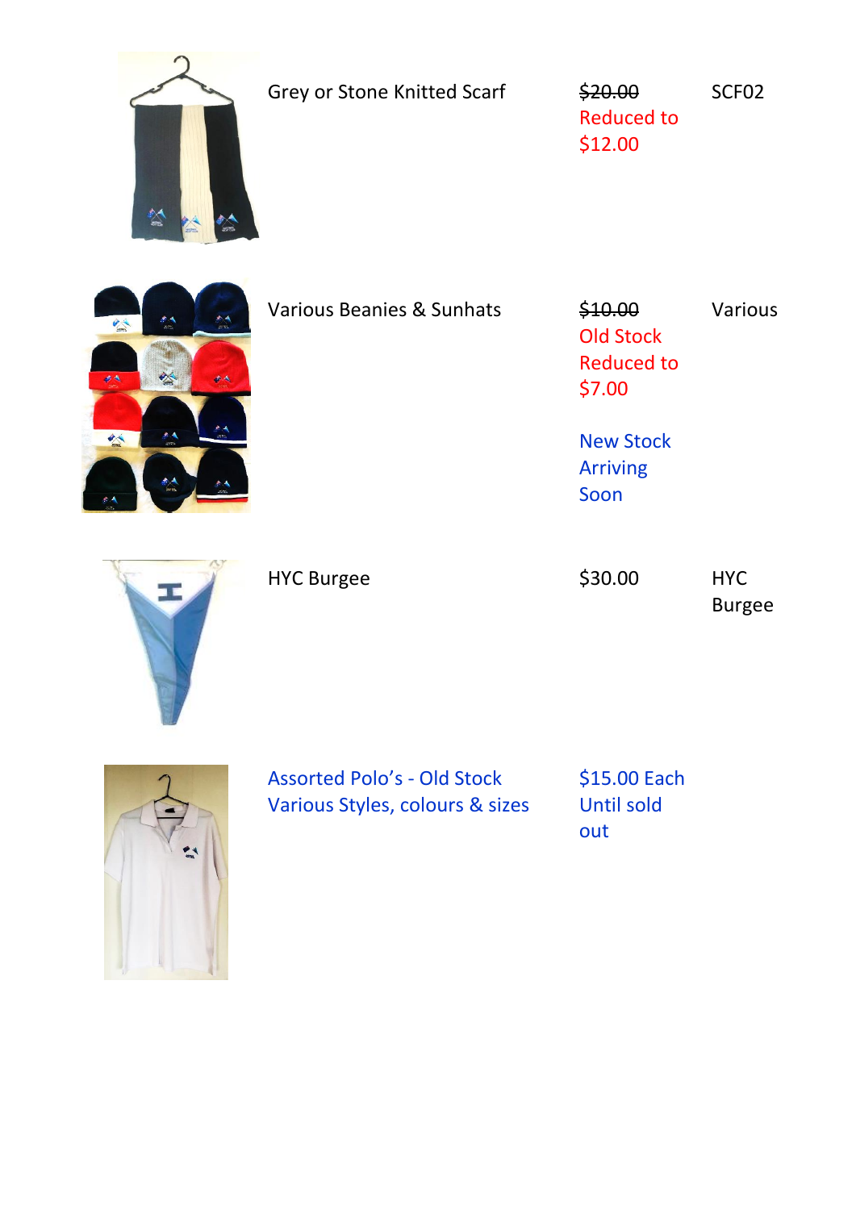| | | | |
|---|---|---|---|
| | Grey or Stone Knitted Scarf | ~~$20.00~~ Reduced to $12.00 | SCF02 |
| | Various Beanies & Sunhats | ~~$10.00~~ Old Stock Reduced to $7.00<br><br>New Stock Arriving Soon | Various |
| | HYC Burgee | $30.00 | HYC Burgee |
| | Assorted Polo's - Old Stock Various Styles, colours & sizes | $15.00 Each Until sold out | |